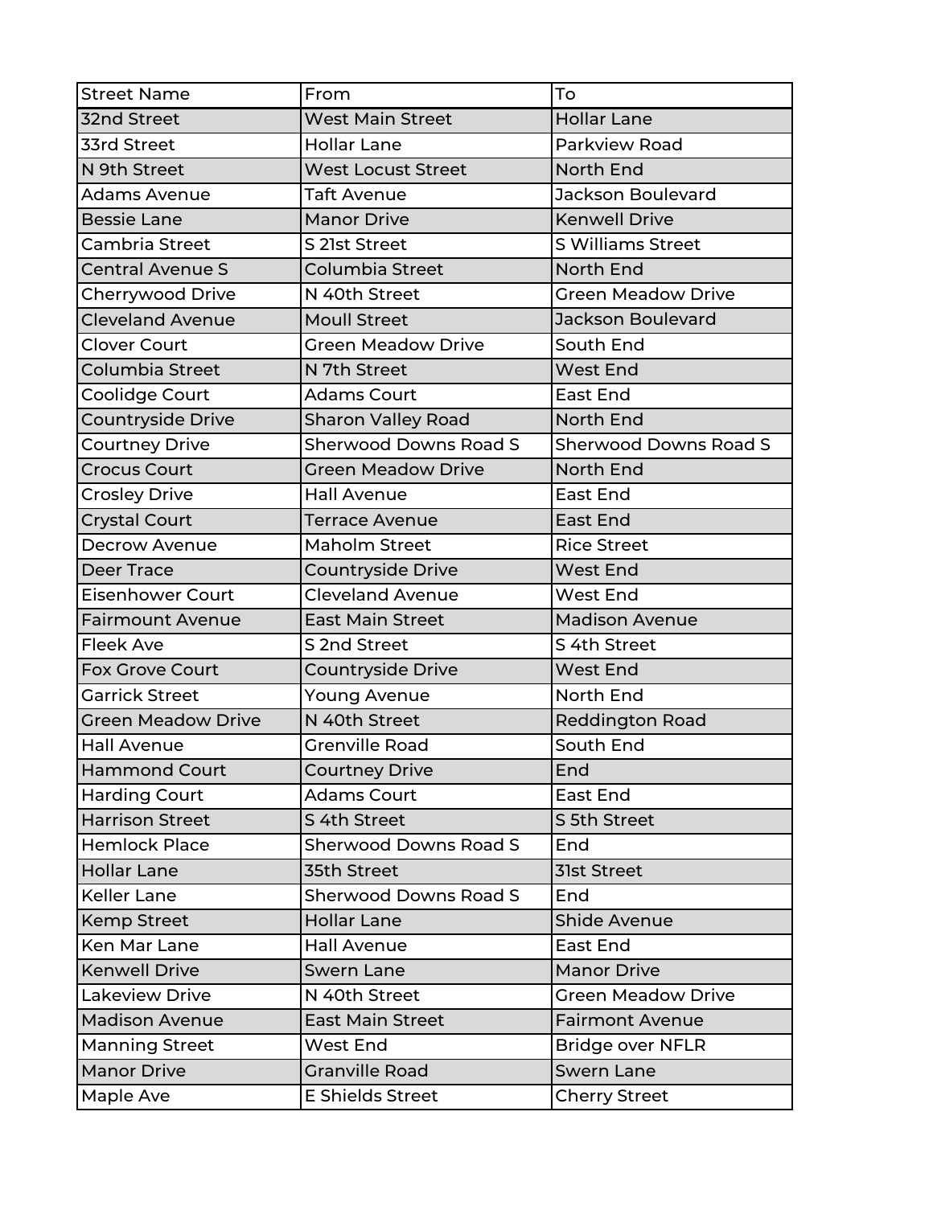| Street Name | From | To |
|---|---|---|
| 32nd Street | West Main Street | Hollar Lane |
| 33rd Street | Hollar Lane | Parkview Road |
| N 9th Street | West Locust Street | North End |
| Adams Avenue | Taft Avenue | Jackson Boulevard |
| Bessie Lane | Manor Drive | Kenwell Drive |
| Cambria Street | S 21st Street | S Williams Street |
| Central Avenue S | Columbia Street | North End |
| Cherrywood Drive | N 40th Street | Green Meadow Drive |
| Cleveland Avenue | Moull Street | Jackson Boulevard |
| Clover Court | Green Meadow Drive | South End |
| Columbia Street | N 7th Street | West End |
| Coolidge Court | Adams Court | East End |
| Countryside Drive | Sharon Valley Road | North End |
| Courtney Drive | Sherwood Downs Road S | Sherwood Downs Road S |
| Crocus Court | Green Meadow Drive | North End |
| Crosley Drive | Hall Avenue | East End |
| Crystal Court | Terrace Avenue | East End |
| Decrow Avenue | Maholm Street | Rice Street |
| Deer Trace | Countryside Drive | West End |
| Eisenhower Court | Cleveland Avenue | West End |
| Fairmount Avenue | East Main Street | Madison Avenue |
| Fleek Ave | S 2nd Street | S 4th Street |
| Fox Grove Court | Countryside Drive | West End |
| Garrick Street | Young Avenue | North End |
| Green Meadow Drive | N 40th Street | Reddington Road |
| Hall Avenue | Grenville Road | South End |
| Hammond Court | Courtney Drive | End |
| Harding Court | Adams Court | East End |
| Harrison Street | S 4th Street | S 5th Street |
| Hemlock Place | Sherwood Downs Road S | End |
| Hollar Lane | 35th Street | 31st Street |
| Keller Lane | Sherwood Downs Road S | End |
| Kemp Street | Hollar Lane | Shide Avenue |
| Ken Mar Lane | Hall Avenue | East End |
| Kenwell Drive | Swern Lane | Manor Drive |
| Lakeview Drive | N 40th Street | Green Meadow Drive |
| Madison Avenue | East Main Street | Fairmont Avenue |
| Manning Street | West End | Bridge over NFLR |
| Manor Drive | Granville Road | Swern Lane |
| Maple Ave | E Shields Street | Cherry Street |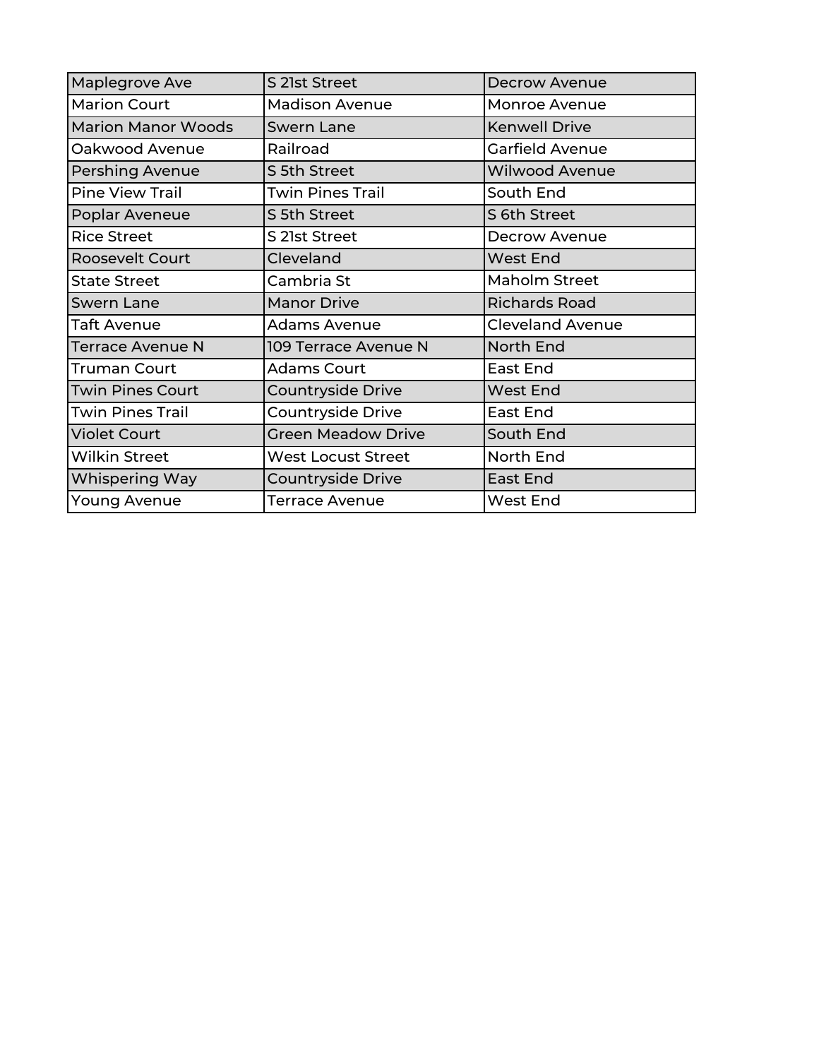| | | |
|---|---|---|
| Maplegrove Ave | S 21st Street | Decrow Avenue |
| Marion Court | Madison Avenue | Monroe Avenue |
| Marion Manor Woods | Swern Lane | Kenwell Drive |
| Oakwood Avenue | Railroad | Garfield Avenue |
| Pershing Avenue | S 5th Street | Wilwood Avenue |
| Pine View Trail | Twin Pines Trail | South End |
| Poplar Aveneue | S 5th Street | S 6th Street |
| Rice Street | S 21st Street | Decrow Avenue |
| Roosevelt Court | Cleveland | West End |
| State Street | Cambria St | Maholm Street |
| Swern Lane | Manor Drive | Richards Road |
| Taft Avenue | Adams Avenue | Cleveland Avenue |
| Terrace Avenue N | 109 Terrace Avenue N | North End |
| Truman Court | Adams Court | East End |
| Twin Pines Court | Countryside Drive | West End |
| Twin Pines Trail | Countryside Drive | East End |
| Violet Court | Green Meadow Drive | South End |
| Wilkin Street | West Locust Street | North End |
| Whispering Way | Countryside Drive | East End |
| Young Avenue | Terrace Avenue | West End |